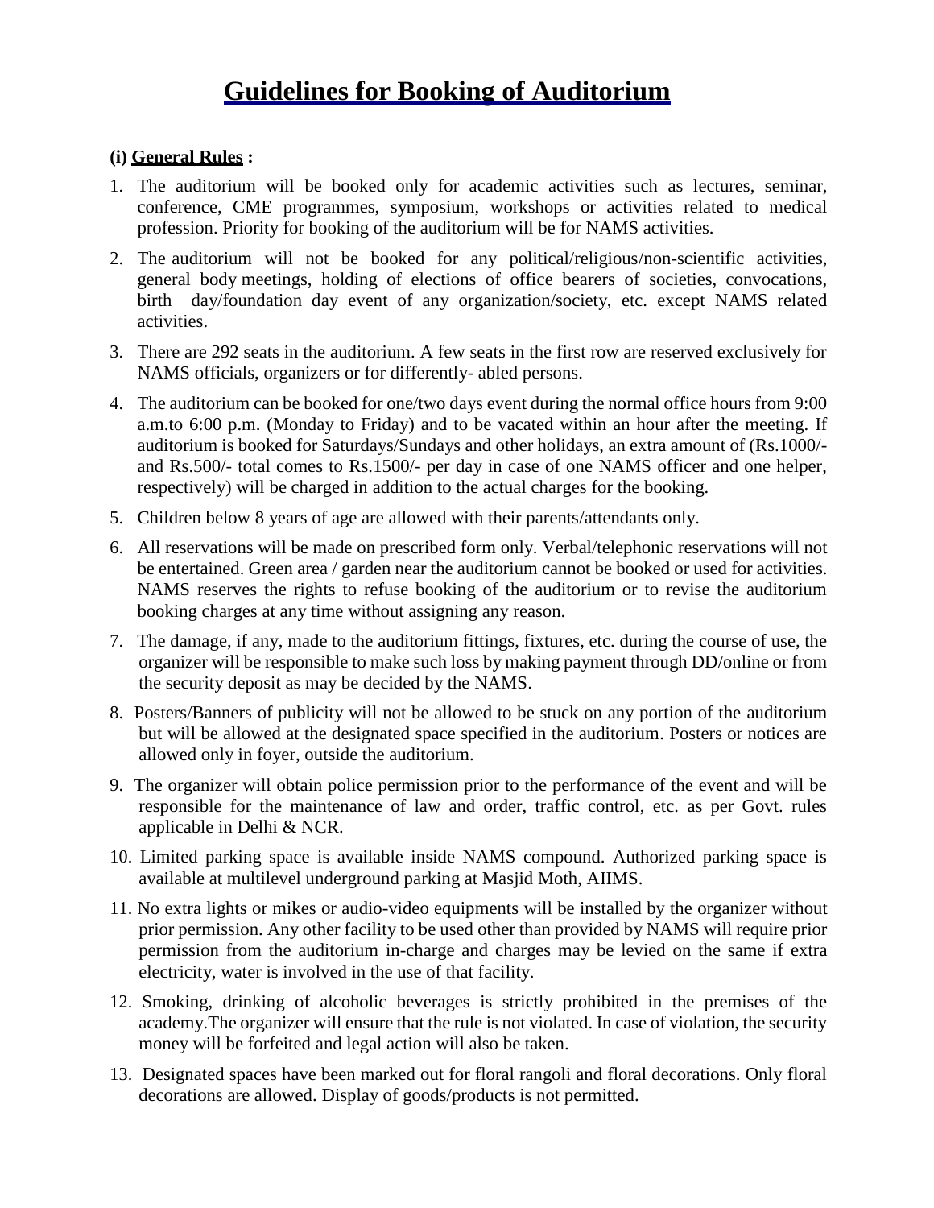# Guidelines for Booking of Auditorium

**(i) General Rules :**

1. The auditorium will be booked only for academic activities such as lectures, seminar, conference, CME programmes, symposium, workshops or activities related to medical profession. Priority for booking of the auditorium will be for NAMS activities.
2. The auditorium will not be booked for any political/religious/non-scientific activities, general body meetings, holding of elections of office bearers of societies, convocations, birth day/foundation day event of any organization/society, etc. except NAMS related activities.
3. There are 292 seats in the auditorium. A few seats in the first row are reserved exclusively for NAMS officials, organizers or for differently- abled persons.
4. The auditorium can be booked for one/two days event during the normal office hours from 9:00 a.m.to 6:00 p.m. (Monday to Friday) and to be vacated within an hour after the meeting. If auditorium is booked for Saturdays/Sundays and other holidays, an extra amount of (Rs.1000/- and Rs.500/- total comes to Rs.1500/- per day in case of one NAMS officer and one helper, respectively) will be charged in addition to the actual charges for the booking.
5. Children below 8 years of age are allowed with their parents/attendants only.
6. All reservations will be made on prescribed form only. Verbal/telephonic reservations will not be entertained. Green area / garden near the auditorium cannot be booked or used for activities. NAMS reserves the rights to refuse booking of the auditorium or to revise the auditorium booking charges at any time without assigning any reason.
7. The damage, if any, made to the auditorium fittings, fixtures, etc. during the course of use, the organizer will be responsible to make such loss by making payment through DD/online or from the security deposit as may be decided by the NAMS.
8. Posters/Banners of publicity will not be allowed to be stuck on any portion of the auditorium but will be allowed at the designated space specified in the auditorium. Posters or notices are allowed only in foyer, outside the auditorium.
9. The organizer will obtain police permission prior to the performance of the event and will be responsible for the maintenance of law and order, traffic control, etc. as per Govt. rules applicable in Delhi & NCR.
10. Limited parking space is available inside NAMS compound. Authorized parking space is available at multilevel underground parking at Masjid Moth, AIIMS.
11. No extra lights or mikes or audio-video equipments will be installed by the organizer without prior permission. Any other facility to be used other than provided by NAMS will require prior permission from the auditorium in-charge and charges may be levied on the same if extra electricity, water is involved in the use of that facility.
12. Smoking, drinking of alcoholic beverages is strictly prohibited in the premises of the academy.The organizer will ensure that the rule is not violated. In case of violation, the security money will be forfeited and legal action will also be taken.
13. Designated spaces have been marked out for floral rangoli and floral decorations. Only floral decorations are allowed. Display of goods/products is not permitted.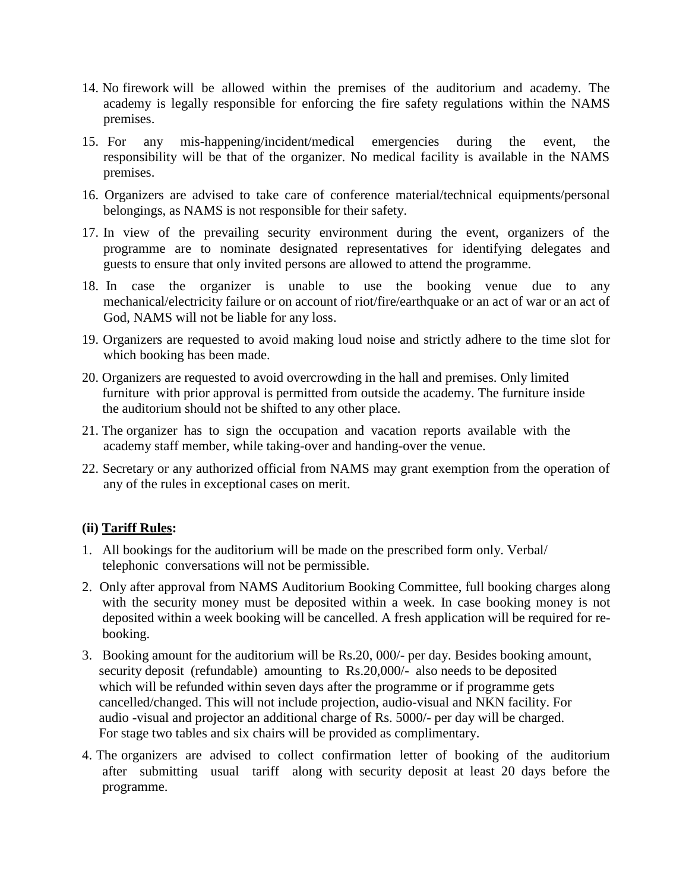14. No firework will be allowed within the premises of the auditorium and academy. The academy is legally responsible for enforcing the fire safety regulations within the NAMS premises.
15. For any mis-happening/incident/medical emergencies during the event, the responsibility will be that of the organizer. No medical facility is available in the NAMS premises.
16. Organizers are advised to take care of conference material/technical equipments/personal belongings, as NAMS is not responsible for their safety.
17. In view of the prevailing security environment during the event, organizers of the programme are to nominate designated representatives for identifying delegates and guests to ensure that only invited persons are allowed to attend the programme.
18. In case the organizer is unable to use the booking venue due to any mechanical/electricity failure or on account of riot/fire/earthquake or an act of war or an act of God, NAMS will not be liable for any loss.
19. Organizers are requested to avoid making loud noise and strictly adhere to the time slot for which booking has been made.
20. Organizers are requested to avoid overcrowding in the hall and premises. Only limited furniture with prior approval is permitted from outside the academy. The furniture inside the auditorium should not be shifted to any other place.
21. The organizer has to sign the occupation and vacation reports available with the academy staff member, while taking-over and handing-over the venue.
22. Secretary or any authorized official from NAMS may grant exemption from the operation of any of the rules in exceptional cases on merit.

**(ii) Tariff Rules:**

1. All bookings for the auditorium will be made on the prescribed form only. Verbal/ telephonic conversations will not be permissible.
2. Only after approval from NAMS Auditorium Booking Committee, full booking charges along with the security money must be deposited within a week. In case booking money is not deposited within a week booking will be cancelled. A fresh application will be required for re-booking.
3. Booking amount for the auditorium will be Rs.20, 000/- per day. Besides booking amount, security deposit (refundable) amounting to Rs.20,000/- also needs to be deposited which will be refunded within seven days after the programme or if programme gets cancelled/changed. This will not include projection, audio-visual and NKN facility. For audio -visual and projector an additional charge of Rs. 5000/- per day will be charged. For stage two tables and six chairs will be provided as complimentary.
4. The organizers are advised to collect confirmation letter of booking of the auditorium after submitting usual tariff along with security deposit at least 20 days before the programme.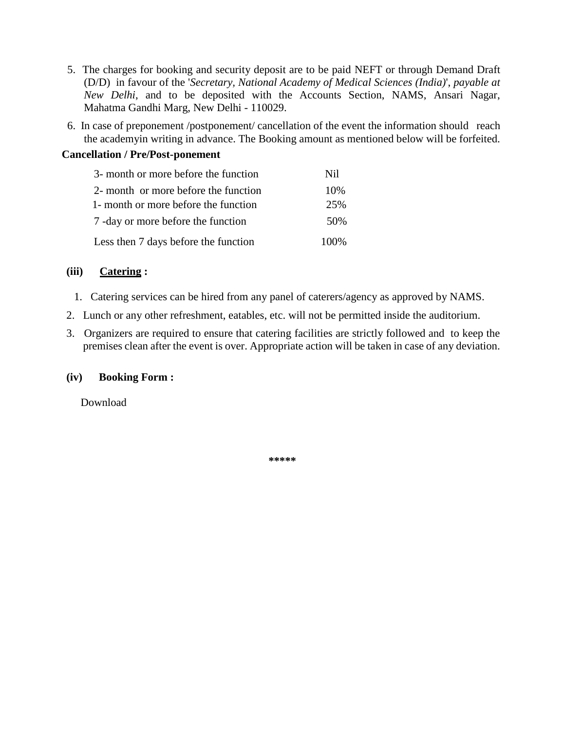5. The charges for booking and security deposit are to be paid NEFT or through Demand Draft (D/D) in favour of the '*Secretary, National Academy of Medical Sciences (India)*', *payable at New Delhi*, and to be deposited with the Accounts Section, NAMS, Ansari Nagar, Mahatma Gandhi Marg, New Delhi - 110029.

6. In case of preponement /postponement/ cancellation of the event the information should reach the academyin writing in advance. The Booking amount as mentioned below will be forfeited.

**Cancellation / Pre/Post-ponement**

| | |
|---|---|
| 3- month or more before the function | Nil |
| 2- month or more before the function | 10% |
| 1- month or more before the function | 25% |
| 7 -day or more before the function | 50% |
| Less then 7 days before the function | 100% |

**(iii) <u>Catering</u> :**

1. Catering services can be hired from any panel of caterers/agency as approved by NAMS.
2. Lunch or any other refreshment, eatables, etc. will not be permitted inside the auditorium.
3. Organizers are required to ensure that catering facilities are strictly followed and to keep the premises clean after the event is over. Appropriate action will be taken in case of any deviation.

**(iv) Booking Form :**

Download

**\*\*\*\*\***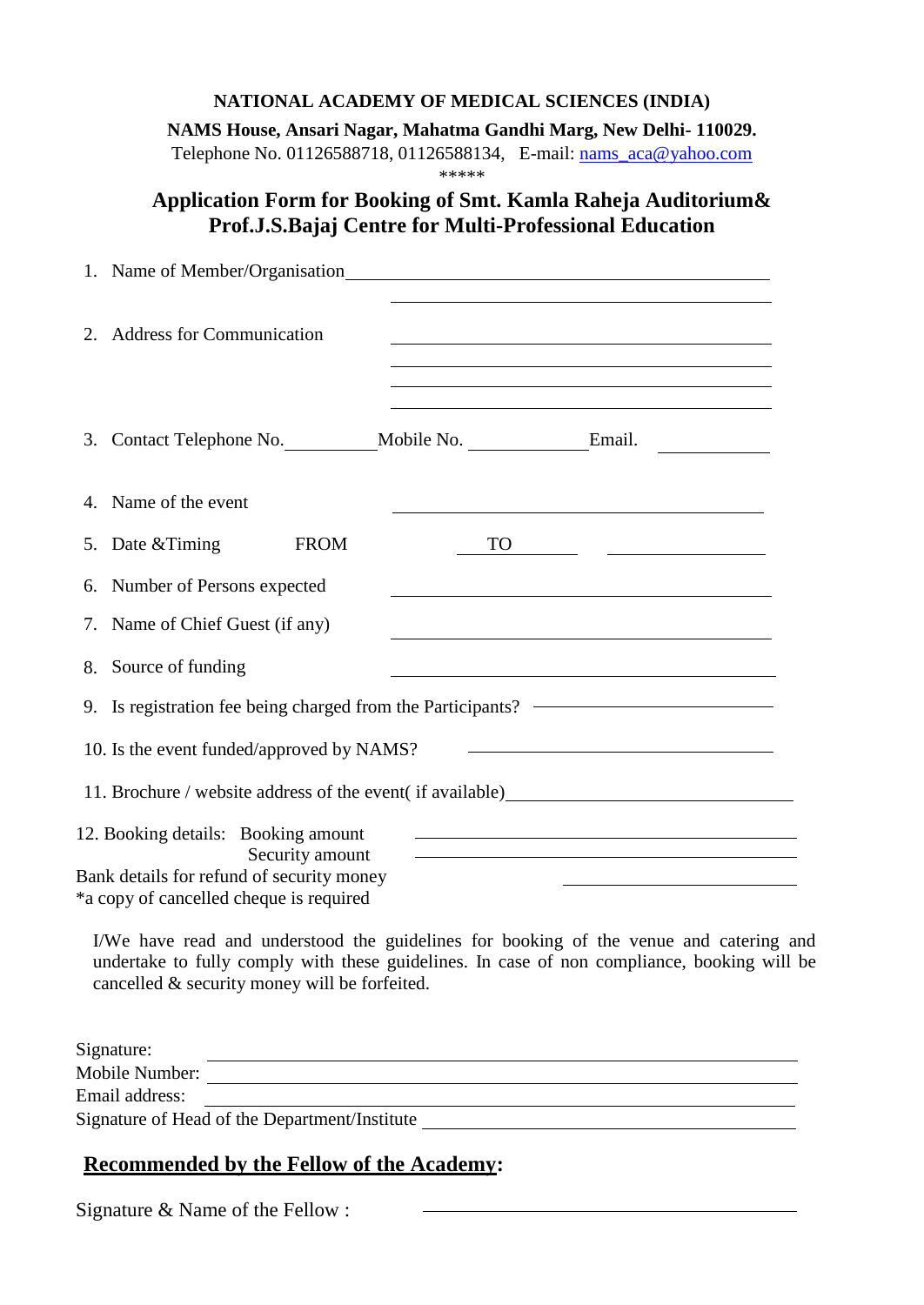**NATIONAL ACADEMY OF MEDICAL SCIENCES (INDIA)**

**NAMS House, Ansari Nagar, Mahatma Gandhi Marg, New Delhi- 110029.**

Telephone No. 01126588718, 01126588134, E-mail: nams_aca@yahoo.com

*****

## Application Form for Booking of Smt. Kamla Raheja Auditorium& Prof.J.S.Bajaj Centre for Multi-Professional Education

1. Name of Member/Organisation ______________________________
2. Address for Communication ______________________________
3. Contact Telephone No. __________ Mobile No. ____________ Email. ____________
4. Name of the event ______________________________
5. Date &Timing FROM ________ TO ________ ____________
6. Number of Persons expected ______________________________
7. Name of Chief Guest (if any) ______________________________
8. Source of funding ______________________________
9. Is registration fee being charged from the Participants? ____________________
10. Is the event funded/approved by NAMS? ____________________
11. Brochure / website address of the event( if available) ____________________
12. Booking details: Booking amount ____________________
    Security amount ____________________

Bank details for refund of security money ____________________

*a copy of cancelled cheque is required

I/We have read and understood the guidelines for booking of the venue and catering and undertake to fully comply with these guidelines. In case of non compliance, booking will be cancelled & security money will be forfeited.

Signature: ______________________________

Mobile Number: ______________________________

Email address: ______________________________

Signature of Head of the Department/Institute ______________________________

**<u>Recommended by the Fellow of the Academy</u>:**

Signature & Name of the Fellow : ______________________________